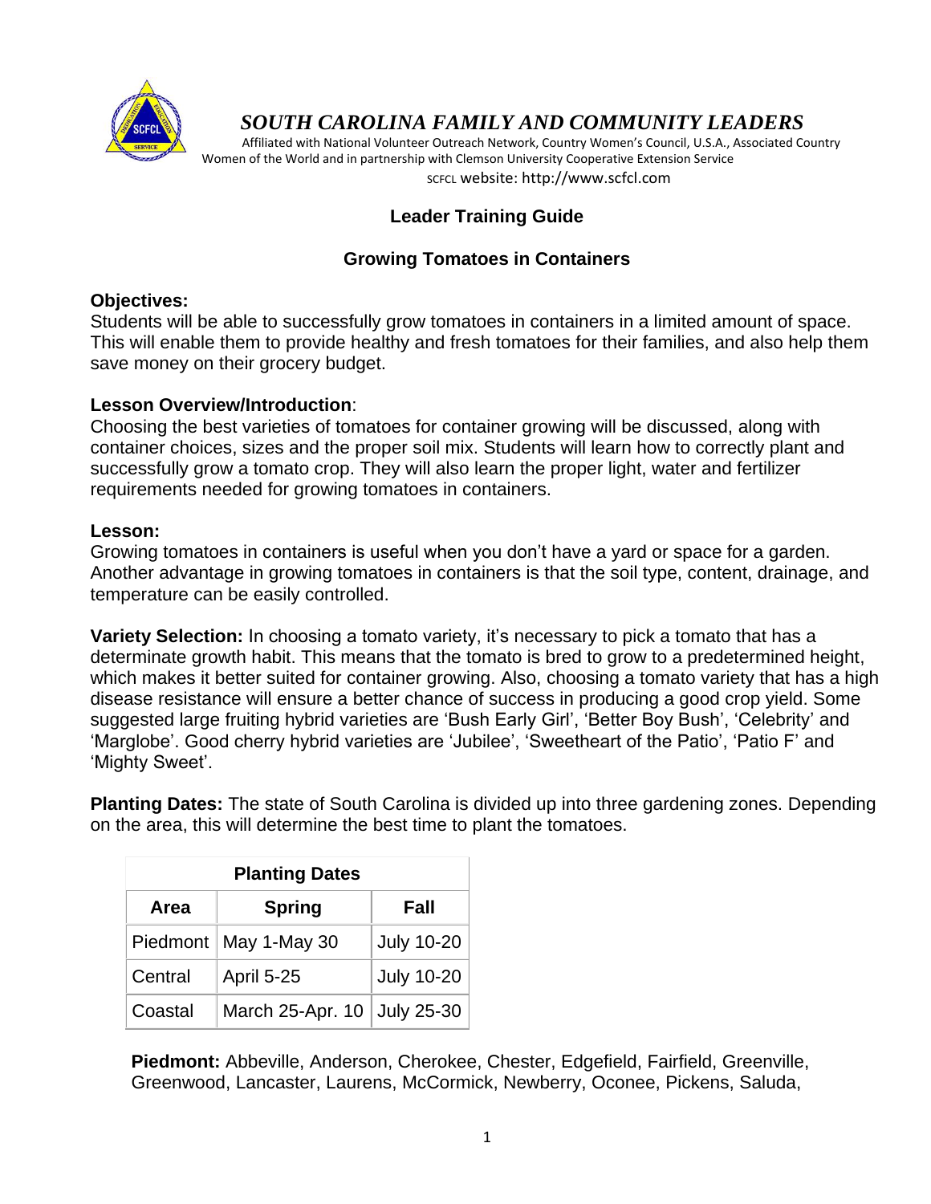# *SOUTH CAROLINA FAMILY AND COMMUNITY LEADERS*

Affiliated with National Volunteer Outreach Network, Country Women's Council, U.S.A., Associated Country Women of the World and in partnership with Clemson University Cooperative Extension Service

SCFCL website: http://www.scfcl.com

## Leader Training Guide

## Growing Tomatoes in Containers

**Objectives:**
Students will be able to successfully grow tomatoes in containers in a limited amount of space. This will enable them to provide healthy and fresh tomatoes for their families, and also help them save money on their grocery budget.

**Lesson Overview/Introduction**:
Choosing the best varieties of tomatoes for container growing will be discussed, along with container choices, sizes and the proper soil mix. Students will learn how to correctly plant and successfully grow a tomato crop. They will also learn the proper light, water and fertilizer requirements needed for growing tomatoes in containers.

**Lesson:**
Growing tomatoes in containers is useful when you don't have a yard or space for a garden. Another advantage in growing tomatoes in containers is that the soil type, content, drainage, and temperature can be easily controlled.

**Variety Selection:** In choosing a tomato variety, it's necessary to pick a tomato that has a determinate growth habit. This means that the tomato is bred to grow to a predetermined height, which makes it better suited for container growing. Also, choosing a tomato variety that has a high disease resistance will ensure a better chance of success in producing a good crop yield. Some suggested large fruiting hybrid varieties are 'Bush Early Girl', 'Better Boy Bush', 'Celebrity' and 'Marglobe'. Good cherry hybrid varieties are 'Jubilee', 'Sweetheart of the Patio', 'Patio F' and 'Mighty Sweet'.

**Planting Dates:** The state of South Carolina is divided up into three gardening zones. Depending on the area, this will determine the best time to plant the tomatoes.

| Planting Dates | | |
|---|---|---|
| **Area** | **Spring** | **Fall** |
| Piedmont | May 1-May 30 | July 10-20 |
| Central | April 5-25 | July 10-20 |
| Coastal | March 25-Apr. 10 | July 25-30 |

**Piedmont:** Abbeville, Anderson, Cherokee, Chester, Edgefield, Fairfield, Greenville, Greenwood, Lancaster, Laurens, McCormick, Newberry, Oconee, Pickens, Saluda,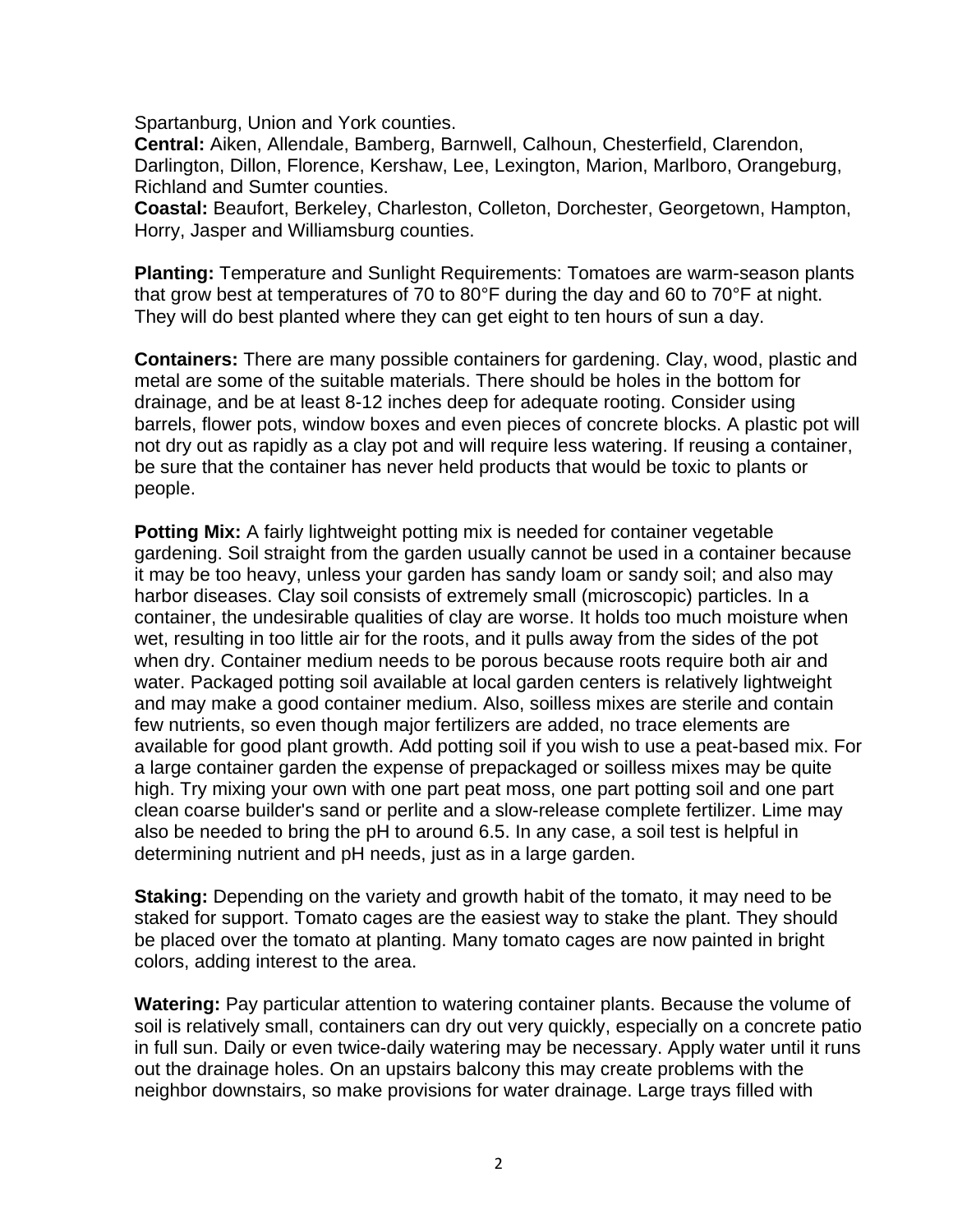Spartanburg, Union and York counties.
**Central:** Aiken, Allendale, Bamberg, Barnwell, Calhoun, Chesterfield, Clarendon, Darlington, Dillon, Florence, Kershaw, Lee, Lexington, Marion, Marlboro, Orangeburg, Richland and Sumter counties.
**Coastal:** Beaufort, Berkeley, Charleston, Colleton, Dorchester, Georgetown, Hampton, Horry, Jasper and Williamsburg counties.

**Planting:** Temperature and Sunlight Requirements: Tomatoes are warm-season plants that grow best at temperatures of 70 to 80°F during the day and 60 to 70°F at night. They will do best planted where they can get eight to ten hours of sun a day.

**Containers:** There are many possible containers for gardening. Clay, wood, plastic and metal are some of the suitable materials. There should be holes in the bottom for drainage, and be at least 8-12 inches deep for adequate rooting. Consider using barrels, flower pots, window boxes and even pieces of concrete blocks. A plastic pot will not dry out as rapidly as a clay pot and will require less watering. If reusing a container, be sure that the container has never held products that would be toxic to plants or people.

**Potting Mix:** A fairly lightweight potting mix is needed for container vegetable gardening. Soil straight from the garden usually cannot be used in a container because it may be too heavy, unless your garden has sandy loam or sandy soil; and also may harbor diseases. Clay soil consists of extremely small (microscopic) particles. In a container, the undesirable qualities of clay are worse. It holds too much moisture when wet, resulting in too little air for the roots, and it pulls away from the sides of the pot when dry. Container medium needs to be porous because roots require both air and water. Packaged potting soil available at local garden centers is relatively lightweight and may make a good container medium. Also, soilless mixes are sterile and contain few nutrients, so even though major fertilizers are added, no trace elements are available for good plant growth. Add potting soil if you wish to use a peat-based mix. For a large container garden the expense of prepackaged or soilless mixes may be quite high. Try mixing your own with one part peat moss, one part potting soil and one part clean coarse builder's sand or perlite and a slow-release complete fertilizer. Lime may also be needed to bring the pH to around 6.5. In any case, a soil test is helpful in determining nutrient and pH needs, just as in a large garden.

**Staking:** Depending on the variety and growth habit of the tomato, it may need to be staked for support. Tomato cages are the easiest way to stake the plant. They should be placed over the tomato at planting. Many tomato cages are now painted in bright colors, adding interest to the area.

**Watering:** Pay particular attention to watering container plants. Because the volume of soil is relatively small, containers can dry out very quickly, especially on a concrete patio in full sun. Daily or even twice-daily watering may be necessary. Apply water until it runs out the drainage holes. On an upstairs balcony this may create problems with the neighbor downstairs, so make provisions for water drainage. Large trays filled with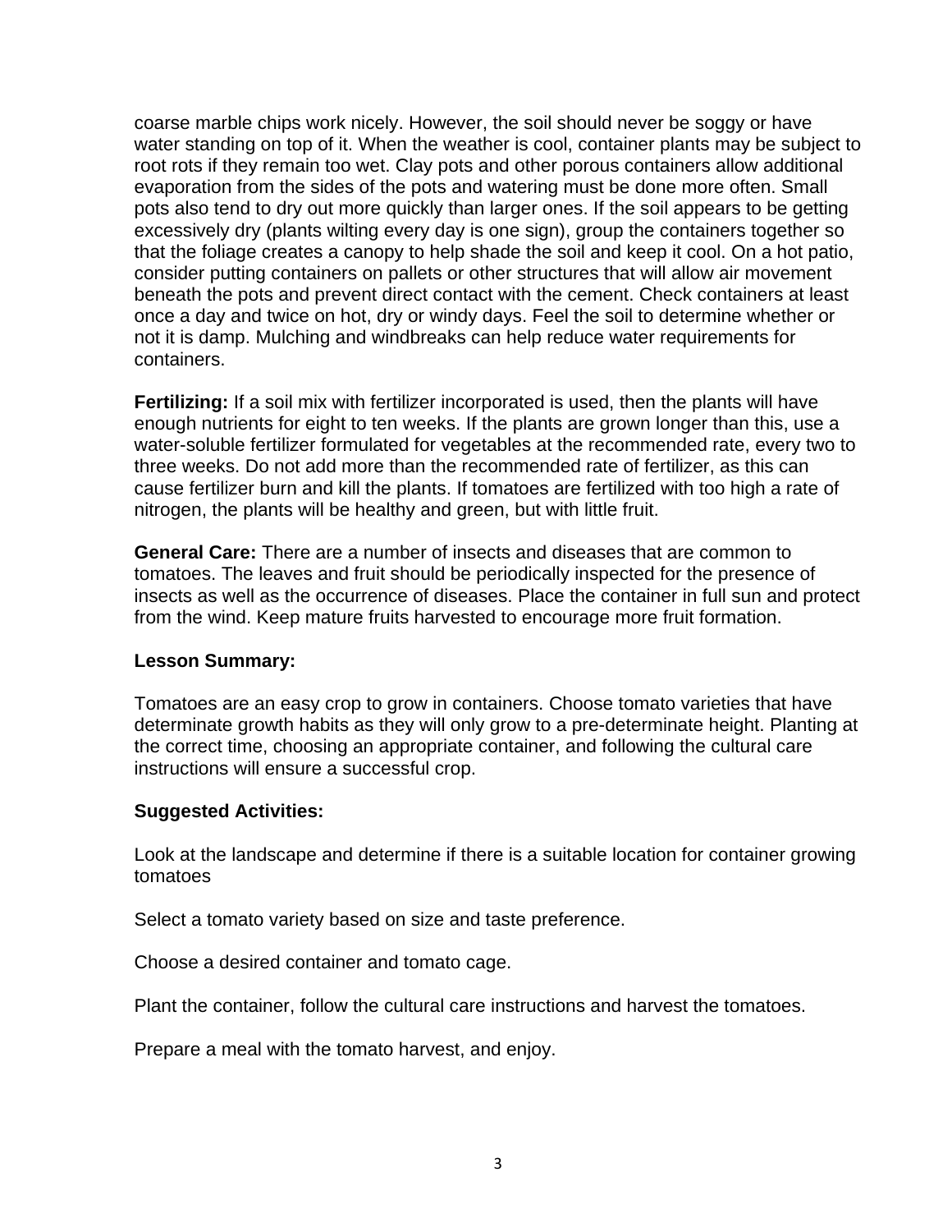coarse marble chips work nicely. However, the soil should never be soggy or have water standing on top of it. When the weather is cool, container plants may be subject to root rots if they remain too wet. Clay pots and other porous containers allow additional evaporation from the sides of the pots and watering must be done more often. Small pots also tend to dry out more quickly than larger ones. If the soil appears to be getting excessively dry (plants wilting every day is one sign), group the containers together so that the foliage creates a canopy to help shade the soil and keep it cool. On a hot patio, consider putting containers on pallets or other structures that will allow air movement beneath the pots and prevent direct contact with the cement. Check containers at least once a day and twice on hot, dry or windy days. Feel the soil to determine whether or not it is damp. Mulching and windbreaks can help reduce water requirements for containers.

**Fertilizing:** If a soil mix with fertilizer incorporated is used, then the plants will have enough nutrients for eight to ten weeks. If the plants are grown longer than this, use a water-soluble fertilizer formulated for vegetables at the recommended rate, every two to three weeks. Do not add more than the recommended rate of fertilizer, as this can cause fertilizer burn and kill the plants. If tomatoes are fertilized with too high a rate of nitrogen, the plants will be healthy and green, but with little fruit.

**General Care:** There are a number of insects and diseases that are common to tomatoes. The leaves and fruit should be periodically inspected for the presence of insects as well as the occurrence of diseases. Place the container in full sun and protect from the wind. Keep mature fruits harvested to encourage more fruit formation.

**Lesson Summary:**

Tomatoes are an easy crop to grow in containers. Choose tomato varieties that have determinate growth habits as they will only grow to a pre-determinate height. Planting at the correct time, choosing an appropriate container, and following the cultural care instructions will ensure a successful crop.

**Suggested Activities:**

Look at the landscape and determine if there is a suitable location for container growing tomatoes

Select a tomato variety based on size and taste preference.

Choose a desired container and tomato cage.

Plant the container, follow the cultural care instructions and harvest the tomatoes.

Prepare a meal with the tomato harvest, and enjoy.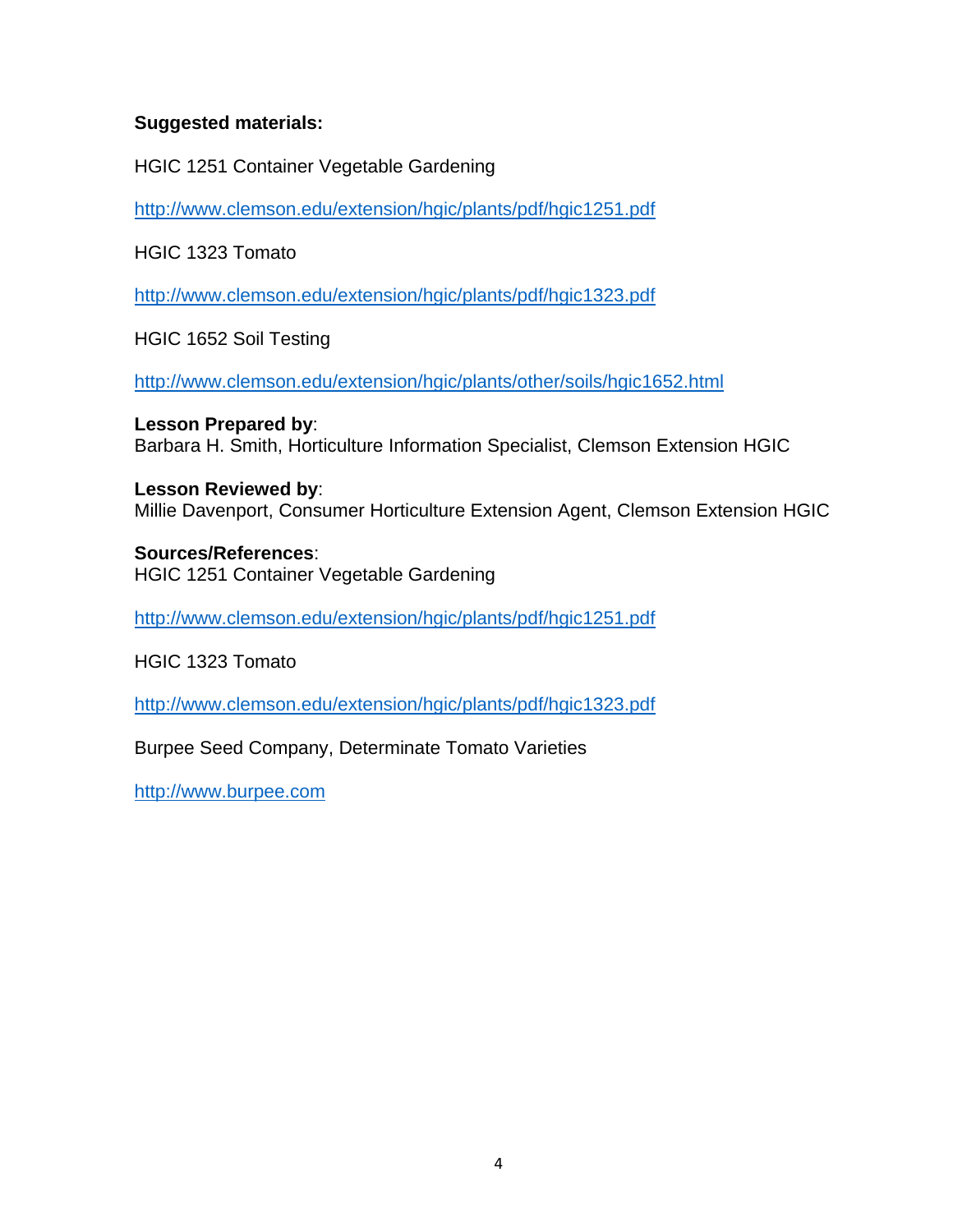**Suggested materials:**

HGIC 1251 Container Vegetable Gardening

http://www.clemson.edu/extension/hgic/plants/pdf/hgic1251.pdf

HGIC 1323 Tomato

http://www.clemson.edu/extension/hgic/plants/pdf/hgic1323.pdf

HGIC 1652 Soil Testing

http://www.clemson.edu/extension/hgic/plants/other/soils/hgic1652.html

**Lesson Prepared by**:
Barbara H. Smith, Horticulture Information Specialist, Clemson Extension HGIC

**Lesson Reviewed by**:
Millie Davenport, Consumer Horticulture Extension Agent, Clemson Extension HGIC

**Sources/References**:
HGIC 1251 Container Vegetable Gardening

http://www.clemson.edu/extension/hgic/plants/pdf/hgic1251.pdf

HGIC 1323 Tomato

http://www.clemson.edu/extension/hgic/plants/pdf/hgic1323.pdf

Burpee Seed Company, Determinate Tomato Varieties

http://www.burpee.com